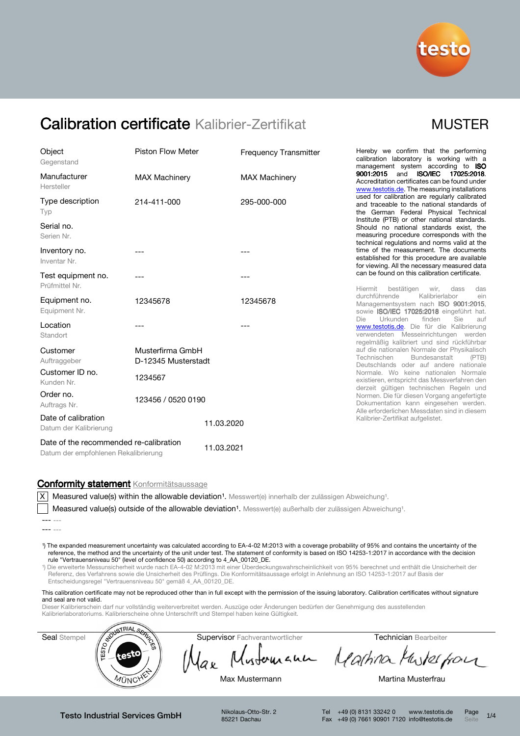# Calibration certificate Kalibrier-Zertifikat

MUSTER

| | | |
|---|---|---|
| Object<br>Gegenstand | Piston Flow Meter | Frequency Transmitter |
| Manufacturer<br>Hersteller | MAX Machinery | MAX Machinery |
| Type description<br>Typ | 214-411-000 | 295-000-000 |
| Serial no.<br>Serien Nr. | | |
| Inventory no.<br>Inventar Nr. | --- | --- |
| Test equipment no.<br>Prüfmittel Nr. | --- | --- |
| Equipment no.<br>Equipment Nr. | 12345678 | 12345678 |
| Location<br>Standort | --- | --- |
| Customer<br>Auftraggeber | Musterfirma GmbH<br>D-12345 Musterstadt | |
| Customer ID no.<br>Kunden Nr. | 1234567 | |
| Order no.<br>Auftrags Nr. | 123456 / 0520 0190 | |
| Date of calibration<br>Datum der Kalibrierung | 11.03.2020 | |
| Date of the recommended re-calibration<br>Datum der empfohlenen Rekalibrierung | 11.03.2021 | |

Hereby we confirm that the performing calibration laboratory is working with a management system according to **ISO 9001:2015** and **ISO/IEC 17025:2018**. Accreditation certificates can be found under www.testotis.de. The measuring installations used for calibration are regularly calibrated and traceable to the national standards of the German Federal Physical Technical Institute (PTB) or other national standards. Should no national standards exist, the measuring procedure corresponds with the technical regulations and norms valid at the time of the measurement. The documents established for this procedure are available for viewing. All the necessary measured data can be found on this calibration certificate.

Hiermit bestätigen wir, dass das durchführende Kalibrierlabor ein Managementsystem nach **ISO 9001:2015**, sowie **ISO/IEC 17025:2018** eingeführt hat. Die Urkunden finden Sie auf www.testotis.de. Die für die Kalibrierung verwendeten Messeinrichtungen werden regelmäßig kalibriert und sind rückführbar auf die nationalen Normale der Physikalisch Technischen Bundesanstalt (PTB) Deutschlands oder auf andere nationale Normale. Wo keine nationalen Normale existieren, entspricht das Messverfahren den derzeit gültigen technischen Regeln und Normen. Die für diesen Vorgang angefertigte Dokumentation kann eingesehen werden. Alle erforderlichen Messdaten sind in diesem Kalibrier-Zertifikat aufgelistet.

## Conformity statement Konformitätsaussage

- [X] Measured value(s) within the allowable deviation[1]. Messwert(e) innerhalb der zulässigen Abweichung[1].
- [ ] Measured value(s) outside of the allowable deviation[1]. Messwert(e) außerhalb der zulässigen Abweichung[1].

--- ---

--- ---

[1]) The expanded measurement uncertainty was calculated according to EA-4-02 M:2013 with a coverage probability of 95% and contains the uncertainty of the reference, the method and the uncertainty of the unit under test. The statement of conformity is based on ISO 14253-1:2017 in accordance with the decision rule "Vertrauensniveau 50" (level of confidence 50) according to 4_AA_00120_DE.

[1]) Die erweiterte Messunsicherheit wurde nach EA-4-02 M:2013 mit einer Überdeckungswahrscheinlichkeit von 95% berechnet und enthält die Unsicherheit der Referenz, des Verfahrens sowie die Unsicherheit des Prüflings. Die Konformitätsaussage erfolgt in Anlehnung an ISO 14253-1:2017 auf Basis der Entscheidungsregel "Vertrauensniveau 50" gemäß 4_AA_00120_DE.

This calibration certificate may not be reproduced other than in full except with the permission of the issuing laboratory. Calibration certificates without signature and seal are not valid.

Dieser Kalibrierschein darf nur vollständig weiterverbreitet werden. Auszüge oder Änderungen bedürfen der Genehmigung des ausstellenden Kalibrierlaboratoriums. Kalibrierscheine ohne Unterschrift und Stempel haben keine Gültigkeit.

| Seal Stempel | Supervisor Fachverantwortlicher | Technician Bearbeiter |
|---|---|---|
| TESTO INDUSTRIAL SERVICES testo MÜNCHEN | Max Mustermann | Martina Musterfrau |

**Testo Industrial Services GmbH** Nikolaus-Otto-Str. 2, 85221 Dachau — Tel +49 (0) 8131 33242 0, Fax +49 (0) 7661 90901 7120 — www.testotis.de, info@testotis.de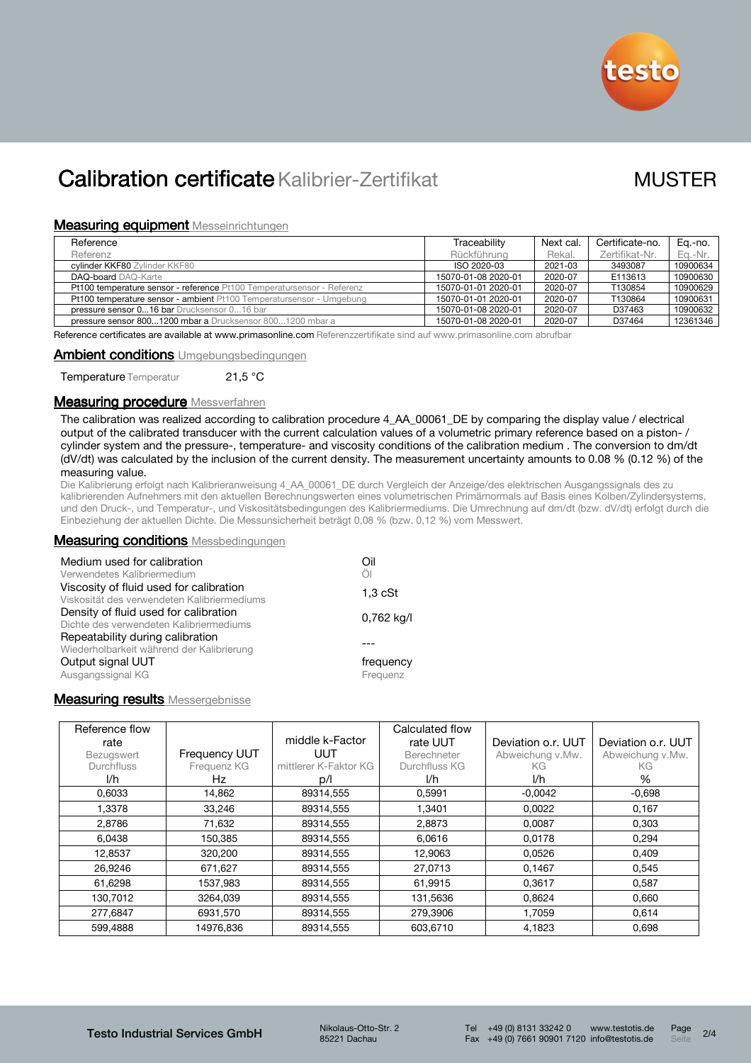# Calibration certificate Kalibrier-Zertifikat

MUSTER

## Measuring equipment Messeinrichtungen

| Reference<br>Referenz | Traceability<br>Rückführung | Next cal.<br>Rekal. | Certificate-no.<br>Zertifikat-Nr. | Eq.-no.<br>Eq.-Nr. |
|---|---|---|---|---|
| cylinder KKF80 Zylinder KKF80 | ISO 2020-03 | 2021-03 | 3493087 | 10900634 |
| DAQ-board DAQ-Karte | 15070-01-08 2020-01 | 2020-07 | E113613 | 10900630 |
| Pt100 temperature sensor - reference Pt100 Temperatursensor - Referenz | 15070-01-01 2020-01 | 2020-07 | T130854 | 10900629 |
| Pt100 temperature sensor - ambient Pt100 Temperatursensor - Umgebung | 15070-01-01 2020-01 | 2020-07 | T130864 | 10900631 |
| pressure sensor 0...16 bar Drucksensor 0...16 bar | 15070-01-08 2020-01 | 2020-07 | D37463 | 10900632 |
| pressure sensor 800...1200 mbar a Drucksensor 800...1200 mbar a | 15070-01-08 2020-01 | 2020-07 | D37464 | 12361346 |

Reference certificates are available at www.primasonline.com Referenzzertifikate sind auf www.primasonline.com abrufbar

## Ambient conditions Umgebungsbedingungen

Temperature Temperatur 21,5 °C

## Measuring procedure Messverfahren

The calibration was realized according to calibration procedure 4_AA_00061_DE by comparing the display value / electrical output of the calibrated transducer with the current calculation values of a volumetric primary reference based on a piston- / cylinder system and the pressure-, temperature- and viscosity conditions of the calibration medium . The conversion to dm/dt (dV/dt) was calculated by the inclusion of the current density. The measurement uncertainty amounts to 0.08 % (0.12 %) of the measuring value.

Die Kalibrierung erfolgt nach Kalibrieranweisung 4_AA_00061_DE durch Vergleich der Anzeige/des elektrischen Ausgangssignals des zu kalibrierenden Aufnehmers mit den aktuellen Berechnungswerten eines volumetrischen Primärnormals auf Basis eines Kolben/Zylindersystems, und den Druck-, und Temperatur-, und Viskositätsbedingungen des Kalibriermediums. Die Umrechnung auf dm/dt (bzw. dV/dt) erfolgt durch die Einbeziehung der aktuellen Dichte. Die Messunsicherheit beträgt 0,08 % (bzw. 0,12 %) vom Messwert.

## Measuring conditions Messbedingungen

| | |
|---|---|
| Medium used for calibration<br>Verwendetes Kalibriermedium | Oil<br>Öl |
| Viscosity of fluid used for calibration<br>Viskosität des verwendeten Kalibriermediums | 1,3 cSt |
| Density of fluid used for calibration<br>Dichte des verwendeten Kalibriermediums | 0,762 kg/l |
| Repeatability during calibration<br>Wiederholbarkeit während der Kalibrierung | --- |
| Output signal UUT<br>Ausgangssignal KG | frequency<br>Frequenz |

## Measuring results Messergebnisse

| Reference flow rate<br>Bezugswert Durchfluss<br>l/h | Frequency UUT<br>Frequenz KG<br>Hz | middle k-Factor UUT<br>mittlerer K-Faktor KG<br>p/l | Calculated flow rate UUT<br>Berechneter Durchfluss KG<br>l/h | Deviation o.r. UUT<br>Abweichung v.Mw. KG<br>l/h | Deviation o.r. UUT<br>Abweichung v.Mw. KG<br>% |
|---|---|---|---|---|---|
| 0,6033 | 14,862 | 89314,555 | 0,5991 | -0,0042 | -0,698 |
| 1,3378 | 33,246 | 89314,555 | 1,3401 | 0,0022 | 0,167 |
| 2,8786 | 71,632 | 89314,555 | 2,8873 | 0,0087 | 0,303 |
| 6,0438 | 150,385 | 89314,555 | 6,0616 | 0,0178 | 0,294 |
| 12,8537 | 320,200 | 89314,555 | 12,9063 | 0,0526 | 0,409 |
| 26,9246 | 671,627 | 89314,555 | 27,0713 | 0,1467 | 0,545 |
| 61,6298 | 1537,983 | 89314,555 | 61,9915 | 0,3617 | 0,587 |
| 130,7012 | 3264,039 | 89314,555 | 131,5636 | 0,8624 | 0,660 |
| 277,6847 | 6931,570 | 89314,555 | 279,3906 | 1,7059 | 0,614 |
| 599,4888 | 14976,836 | 89314,555 | 603,6710 | 4,1823 | 0,698 |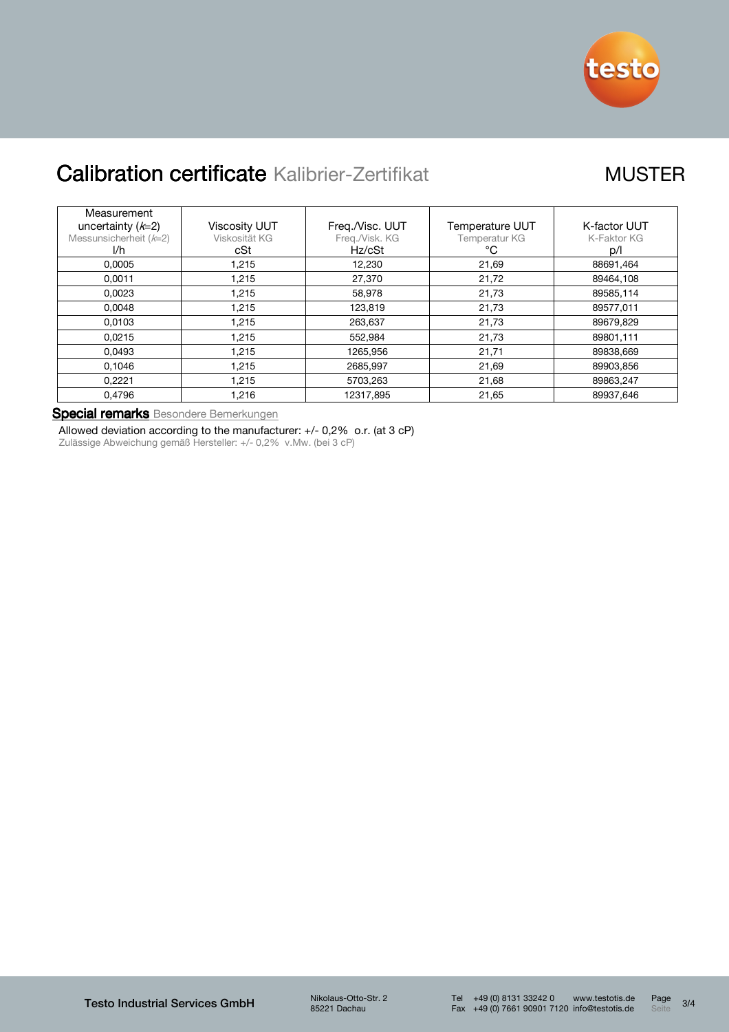# Calibration certificate Kalibrier-Zertifikat

MUSTER

| Measurement uncertainty ($k$=2) Messunsicherheit ($k$=2) l/h | Viscosity UUT Viskosität KG cSt | Freq./Visc. UUT Freq./Visk. KG Hz/cSt | Temperature UUT Temperatur KG °C | K-factor UUT K-Faktor KG p/l |
|---|---|---|---|---|
| 0,0005 | 1,215 | 12,230 | 21,69 | 88691,464 |
| 0,0011 | 1,215 | 27,370 | 21,72 | 89464,108 |
| 0,0023 | 1,215 | 58,978 | 21,73 | 89585,114 |
| 0,0048 | 1,215 | 123,819 | 21,73 | 89577,011 |
| 0,0103 | 1,215 | 263,637 | 21,73 | 89679,829 |
| 0,0215 | 1,215 | 552,984 | 21,73 | 89801,111 |
| 0,0493 | 1,215 | 1265,956 | 21,71 | 89838,669 |
| 0,1046 | 1,215 | 2685,997 | 21,69 | 89903,856 |
| 0,2221 | 1,215 | 5703,263 | 21,68 | 89863,247 |
| 0,4796 | 1,216 | 12317,895 | 21,65 | 89937,646 |

**Special remarks** Besondere Bemerkungen

Allowed deviation according to the manufacturer: +/- 0,2% o.r. (at 3 cP)
Zulässige Abweichung gemäß Hersteller: +/- 0,2% v.Mw. (bei 3 cP)

**Testo Industrial Services GmbH** Nikolaus-Otto-Str. 2, 85221 Dachau — Tel +49 (0) 8131 33242 0, Fax +49 (0) 7661 90901 7120 — www.testotis.de, info@testotis.de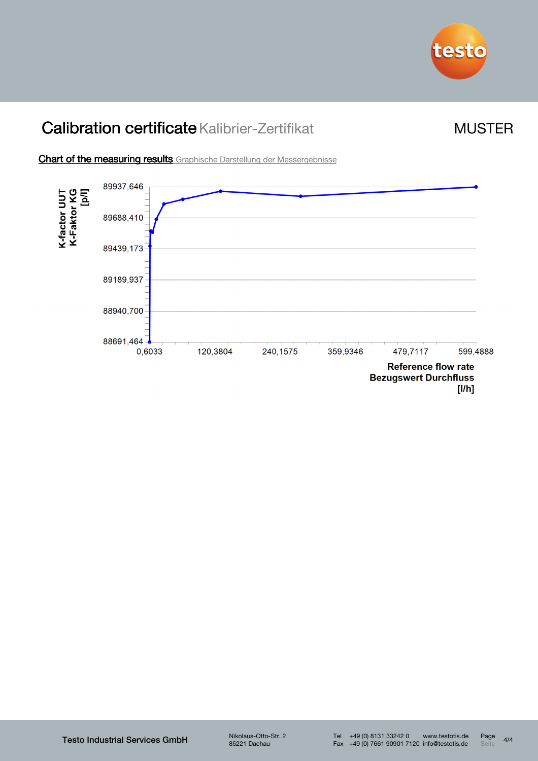# Calibration certificate Kalibrier-Zertifikat

MUSTER

## Chart of the measuring results Graphische Darstellung der Messergebnisse

K-factor UUT
K-Faktor KG
[p/l]

89937,646
89688,410
89439,173
89189,937
88940,700
88691,464

0,6033
120,3804
240,1575
359,9346
479,7117
599,4888

Reference flow rate
Bezugswert Durchfluss
[l/h]